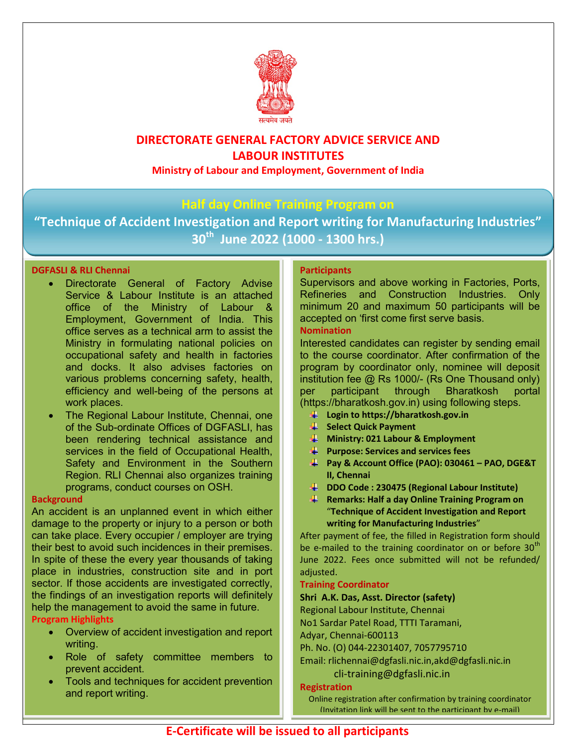सत्यमेव जयते

# DIRECTORATE GENERAL FACTORY ADVICE SERVICE AND LABOUR INSTITUTES

**Ministry of Labour and Employment, Government of India**

## Half day Online Training Program on

## "Technique of Accident Investigation and Report writing for Manufacturing Industries"

## 30th June 2022 (1000 - 1300 hrs.)

### DGFASLI & RLI Chennai

- Directorate General of Factory Advise Service & Labour Institute is an attached office of the Ministry of Labour & Employment, Government of India. This office serves as a technical arm to assist the Ministry in formulating national policies on occupational safety and health in factories and docks. It also advises factories on various problems concerning safety, health, efficiency and well-being of the persons at work places.
- The Regional Labour Institute, Chennai, one of the Sub-ordinate Offices of DGFASLI, has been rendering technical assistance and services in the field of Occupational Health, Safety and Environment in the Southern Region. RLI Chennai also organizes training programs, conduct courses on OSH.

### Background

An accident is an unplanned event in which either damage to the property or injury to a person or both can take place. Every occupier / employer are trying their best to avoid such incidences in their premises. In spite of these the every year thousands of taking place in industries, construction site and in port sector. If those accidents are investigated correctly, the findings of an investigation reports will definitely help the management to avoid the same in future.

### Program Highlights

- Overview of accident investigation and report writing.
- Role of safety committee members to prevent accident.
- Tools and techniques for accident prevention and report writing.

### Participants

Supervisors and above working in Factories, Ports, Refineries and Construction Industries. Only minimum 20 and maximum 50 participants will be accepted on 'first come first serve basis.

### Nomination

Interested candidates can register by sending email to the course coordinator. After confirmation of the program by coordinator only, nominee will deposit institution fee @ Rs 1000/- (Rs One Thousand only) per participant through Bharatkosh portal (https://bharatkosh.gov.in) using following steps.

- **Login to https://bharatkosh.gov.in**
- **Select Quick Payment**
- **Ministry: 021 Labour & Employment**
- **Purpose: Services and services fees**
- **Pay & Account Office (PAO): 030461 – PAO, DGE&T II, Chennai**
- **DDO Code : 230475 (Regional Labour Institute)**
- **Remarks: Half a day Online Training Program on "Technique of Accident Investigation and Report writing for Manufacturing Industries"**

After payment of fee, the filled in Registration form should be e-mailed to the training coordinator on or before 30th June 2022. Fees once submitted will not be refunded/ adjusted.

### Training Coordinator

**Shri A.K. Das, Asst. Director (safety)**
Regional Labour Institute, Chennai
No1 Sardar Patel Road, TTTI Taramani,
Adyar, Chennai-600113
Ph. No. (O) 044-22301407, 7057795710
Email: rlichennai@dgfasli.nic.in,akd@dgfasli.nic.in
cli-training@dgfasli.nic.in

### Registration

Online registration after confirmation by training coordinator (Invitation link will be sent to the participant by e-mail)

**E-Certificate will be issued to all participants**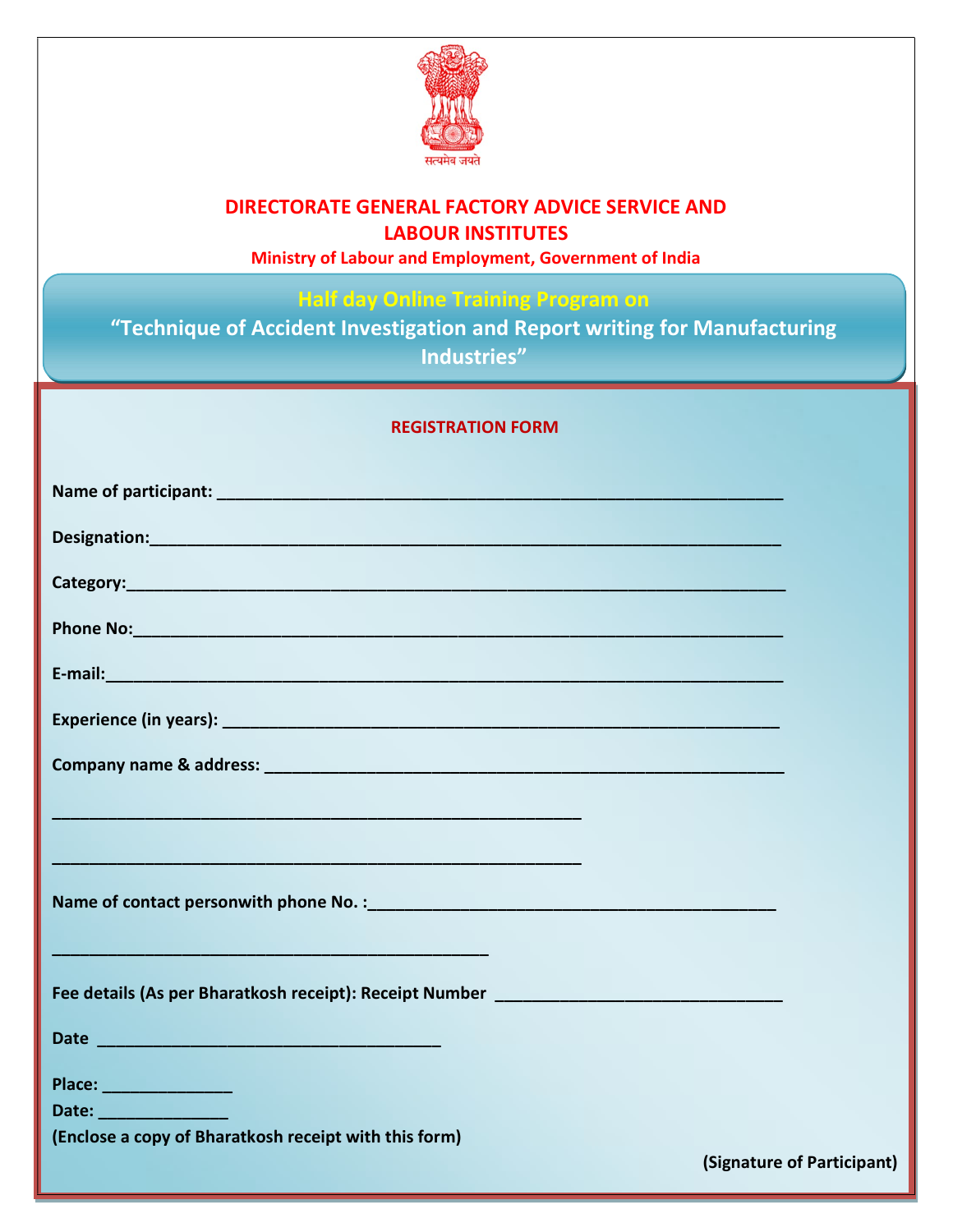सत्यमेव जयते

# DIRECTORATE GENERAL FACTORY ADVICE SERVICE AND LABOUR INSTITUTES

**Ministry of Labour and Employment, Government of India**

## Half day Online Training Program on

## "Technique of Accident Investigation and Report writing for Manufacturing Industries"

### REGISTRATION FORM

**Name of participant:** ______________________________________________________________

**Designation:**______________________________________________________________________

**Category:**________________________________________________________________________

**Phone No:**________________________________________________________________________

**E-mail:**__________________________________________________________________________

**Experience (in years):** _____________________________________________________________

**Company name & address:** _________________________________________________________

__________________________________________________________

__________________________________________________________

**Name of contact personwith phone No. :**___________________________________________

______________________________________________

**Fee details (As per Bharatkosh receipt): Receipt Number** _______________________________

**Date** _____________________________________

**Place:** ______________

**Date:** ______________

**(Enclose a copy of Bharatkosh receipt with this form)**

**(Signature of Participant)**